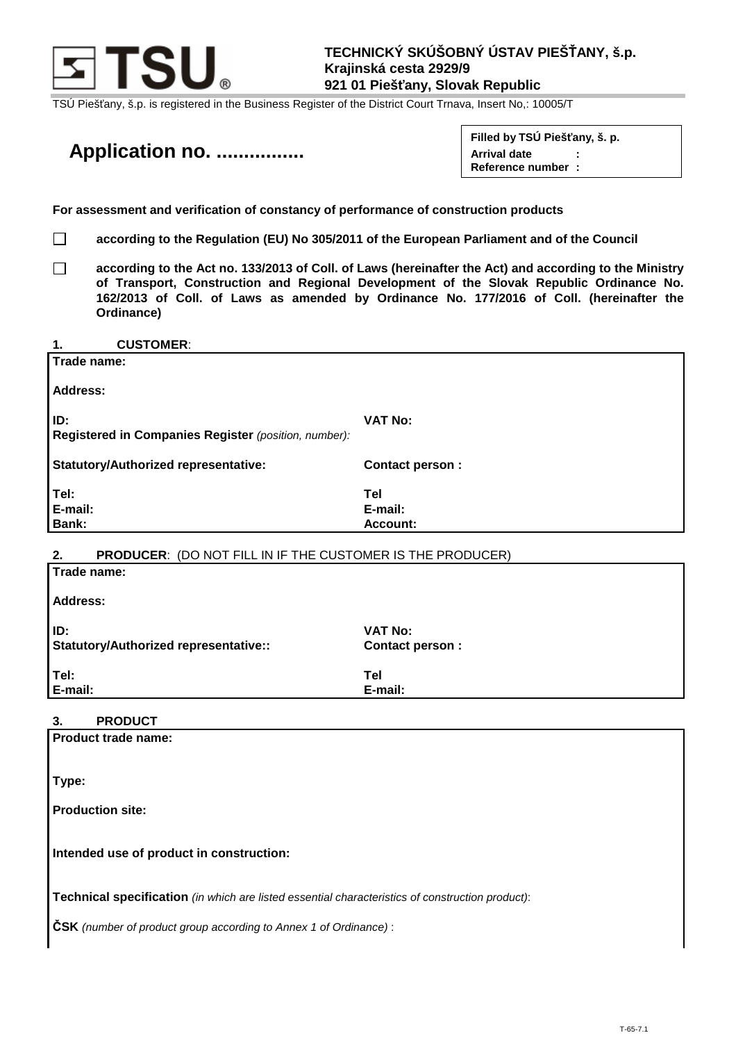**TECHNICKÝ SKÚŠOBNÝ ÚSTAV PIEŠŤANY, š.p.**
**Krajinská cesta 2929/9**
**921 01 Piešťany, Slovak Republic**

TSÚ Piešťany, š.p. is registered in the Business Register of the District Court Trnava, Insert No,: 10005/T

# Application no. ................

| **Filled by TSÚ Piešťany, š. p.** |
|---|
| **Arrival date :** |
| **Reference number :** |

**For assessment and verification of constancy of performance of construction products**

☐ **according to the Regulation (EU) No 305/2011 of the European Parliament and of the Council**

☐ **according to the Act no. 133/2013 of Coll. of Laws (hereinafter the Act) and according to the Ministry of Transport, Construction and Regional Development of the Slovak Republic Ordinance No. 162/2013 of Coll. of Laws as amended by Ordinance No. 177/2016 of Coll. (hereinafter the Ordinance)**

## 1. CUSTOMER:

| | |
|---|---|
| **Trade name:** | |
| **Address:** | |
| **ID:** | **VAT No:** |
| **Registered in Companies Register** *(position, number):* | |
| **Statutory/Authorized representative:** | **Contact person :** |
| **Tel:** | **Tel** |
| **E-mail:** | **E-mail:** |
| **Bank:** | **Account:** |

## 2. PRODUCER: (DO NOT FILL IN IF THE CUSTOMER IS THE PRODUCER)

| | |
|---|---|
| **Trade name:** | |
| **Address:** | |
| **ID:** | **VAT No:** |
| **Statutory/Authorized representative::** | **Contact person :** |
| **Tel:** | **Tel** |
| **E-mail:** | **E-mail:** |

## 3. PRODUCT

**Product trade name:**

**Type:**

**Production site:**

**Intended use of product in construction:**

**Technical specification** *(in which are listed essential characteristics of construction product)*:

**ČSK** *(number of product group according to Annex 1 of Ordinance)* :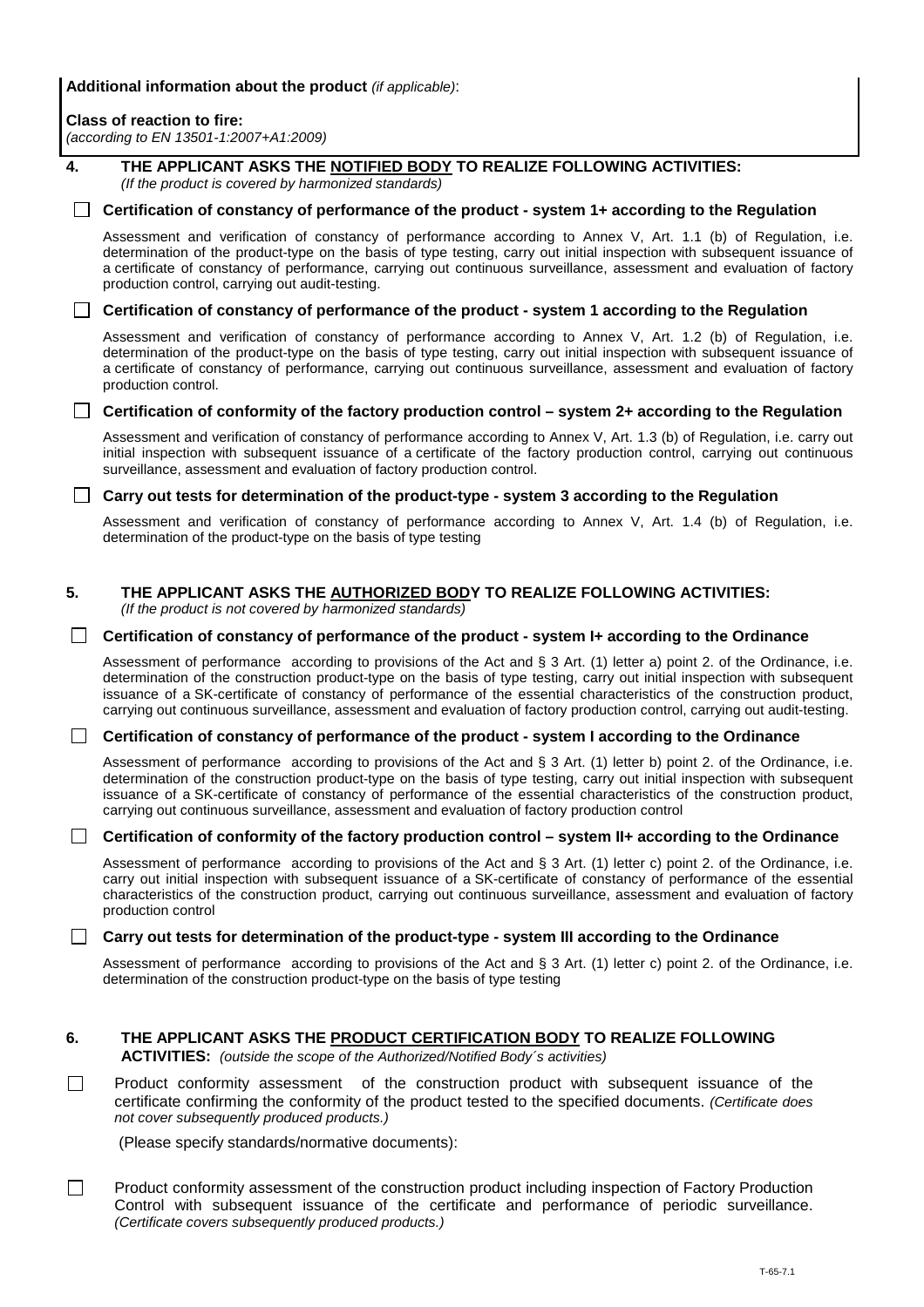**Additional information about the product** *(if applicable)*:

**Class of reaction to fire:**
*(according to EN 13501-1:2007+A1:2009)*

## 4. THE APPLICANT ASKS THE NOTIFIED BODY TO REALIZE FOLLOWING ACTIVITIES:

*(If the product is covered by harmonized standards)*

☐ **Certification of constancy of performance of the product - system 1+ according to the Regulation**

Assessment and verification of constancy of performance according to Annex V, Art. 1.1 (b) of Regulation, i.e. determination of the product-type on the basis of type testing, carry out initial inspection with subsequent issuance of a certificate of constancy of performance, carrying out continuous surveillance, assessment and evaluation of factory production control, carrying out audit-testing.

☐ **Certification of constancy of performance of the product - system 1 according to the Regulation**

Assessment and verification of constancy of performance according to Annex V, Art. 1.2 (b) of Regulation, i.e. determination of the product-type on the basis of type testing, carry out initial inspection with subsequent issuance of a certificate of constancy of performance, carrying out continuous surveillance, assessment and evaluation of factory production control.

☐ **Certification of conformity of the factory production control – system 2+ according to the Regulation**

Assessment and verification of constancy of performance according to Annex V, Art. 1.3 (b) of Regulation, i.e. carry out initial inspection with subsequent issuance of a certificate of the factory production control, carrying out continuous surveillance, assessment and evaluation of factory production control.

☐ **Carry out tests for determination of the product-type - system 3 according to the Regulation**

Assessment and verification of constancy of performance according to Annex V, Art. 1.4 (b) of Regulation, i.e. determination of the product-type on the basis of type testing

## 5. THE APPLICANT ASKS THE AUTHORIZED BODY TO REALIZE FOLLOWING ACTIVITIES:

*(If the product is not covered by harmonized standards)*

☐ **Certification of constancy of performance of the product - system I+ according to the Ordinance**

Assessment of performance according to provisions of the Act and § 3 Art. (1) letter a) point 2. of the Ordinance, i.e. determination of the construction product-type on the basis of type testing, carry out initial inspection with subsequent issuance of a SK-certificate of constancy of performance of the essential characteristics of the construction product, carrying out continuous surveillance, assessment and evaluation of factory production control, carrying out audit-testing.

☐ **Certification of constancy of performance of the product - system I according to the Ordinance**

Assessment of performance according to provisions of the Act and § 3 Art. (1) letter b) point 2. of the Ordinance, i.e. determination of the construction product-type on the basis of type testing, carry out initial inspection with subsequent issuance of a SK-certificate of constancy of performance of the essential characteristics of the construction product, carrying out continuous surveillance, assessment and evaluation of factory production control

☐ **Certification of conformity of the factory production control – system II+ according to the Ordinance**

Assessment of performance according to provisions of the Act and § 3 Art. (1) letter c) point 2. of the Ordinance, i.e. carry out initial inspection with subsequent issuance of a SK-certificate of constancy of performance of the essential characteristics of the construction product, carrying out continuous surveillance, assessment and evaluation of factory production control

☐ **Carry out tests for determination of the product-type - system III according to the Ordinance**

Assessment of performance according to provisions of the Act and § 3 Art. (1) letter c) point 2. of the Ordinance, i.e. determination of the construction product-type on the basis of type testing

## 6. THE APPLICANT ASKS THE PRODUCT CERTIFICATION BODY TO REALIZE FOLLOWING ACTIVITIES:

*(outside the scope of the Authorized/Notified Body´s activities)*

☐ Product conformity assessment of the construction product with subsequent issuance of the certificate confirming the conformity of the product tested to the specified documents. *(Certificate does not cover subsequently produced products.)*

(Please specify standards/normative documents):

☐ Product conformity assessment of the construction product including inspection of Factory Production Control with subsequent issuance of the certificate and performance of periodic surveillance. *(Certificate covers subsequently produced products.)*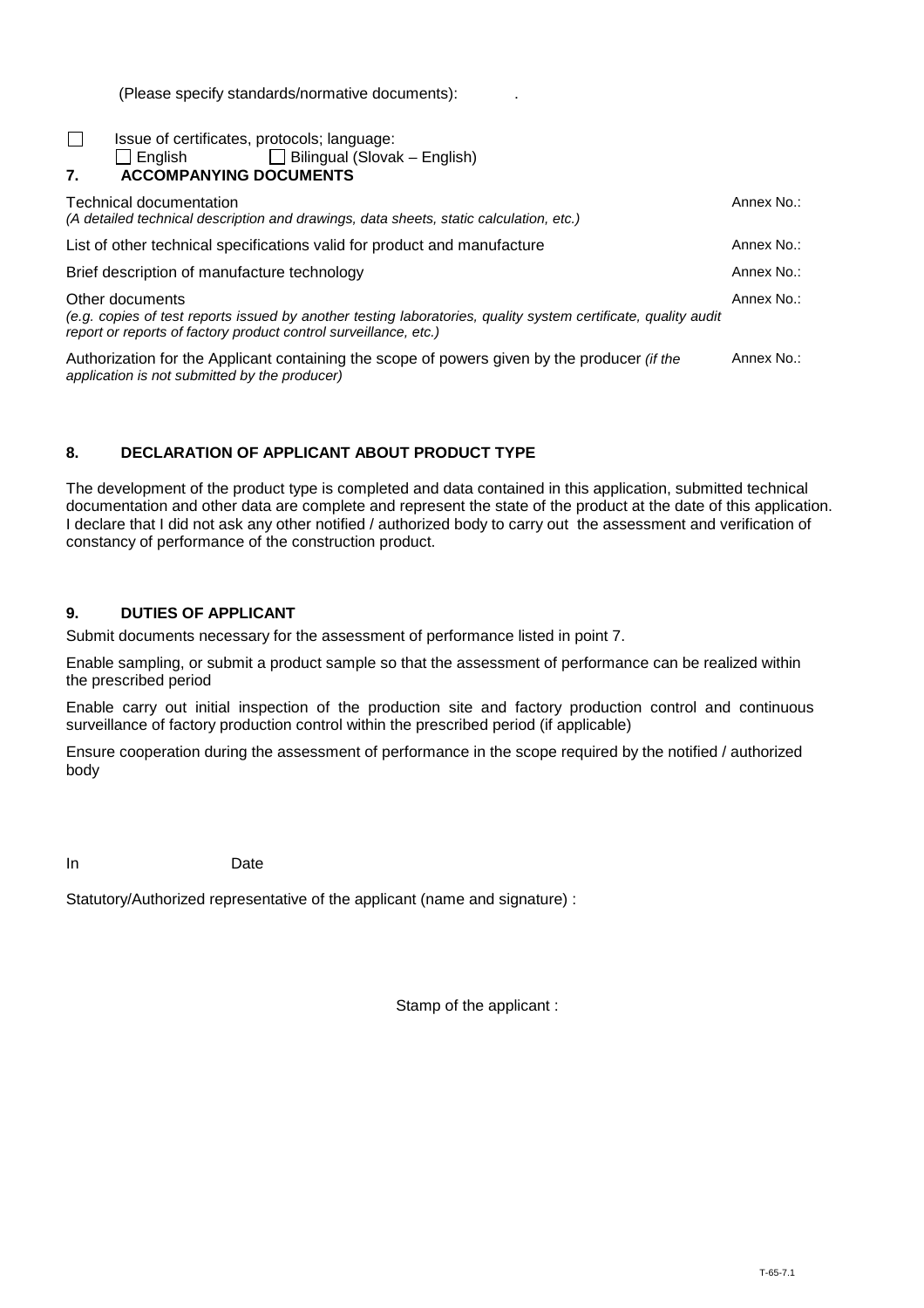(Please specify standards/normative documents): .

☐ Issue of certificates, protocols; language:
☐ English ☐ Bilingual (Slovak – English)

## 7. ACCOMPANYING DOCUMENTS

| | |
|---|---|
| Technical documentation<br>*(A detailed technical description and drawings, data sheets, static calculation, etc.)* | Annex No.: |
| List of other technical specifications valid for product and manufacture | Annex No.: |
| Brief description of manufacture technology | Annex No.: |
| Other documents<br>*(e.g. copies of test reports issued by another testing laboratories, quality system certificate, quality audit report or reports of factory product control surveillance, etc.)* | Annex No.: |
| Authorization for the Applicant containing the scope of powers given by the producer *(if the application is not submitted by the producer)* | Annex No.: |

## 8. DECLARATION OF APPLICANT ABOUT PRODUCT TYPE

The development of the product type is completed and data contained in this application, submitted technical documentation and other data are complete and represent the state of the product at the date of this application. I declare that I did not ask any other notified / authorized body to carry out the assessment and verification of constancy of performance of the construction product.

## 9. DUTIES OF APPLICANT

Submit documents necessary for the assessment of performance listed in point 7.

Enable sampling, or submit a product sample so that the assessment of performance can be realized within the prescribed period

Enable carry out initial inspection of the production site and factory production control and continuous surveillance of factory production control within the prescribed period (if applicable)

Ensure cooperation during the assessment of performance in the scope required by the notified / authorized body

In Date

Statutory/Authorized representative of the applicant (name and signature) :

Stamp of the applicant :

T-65-7.1